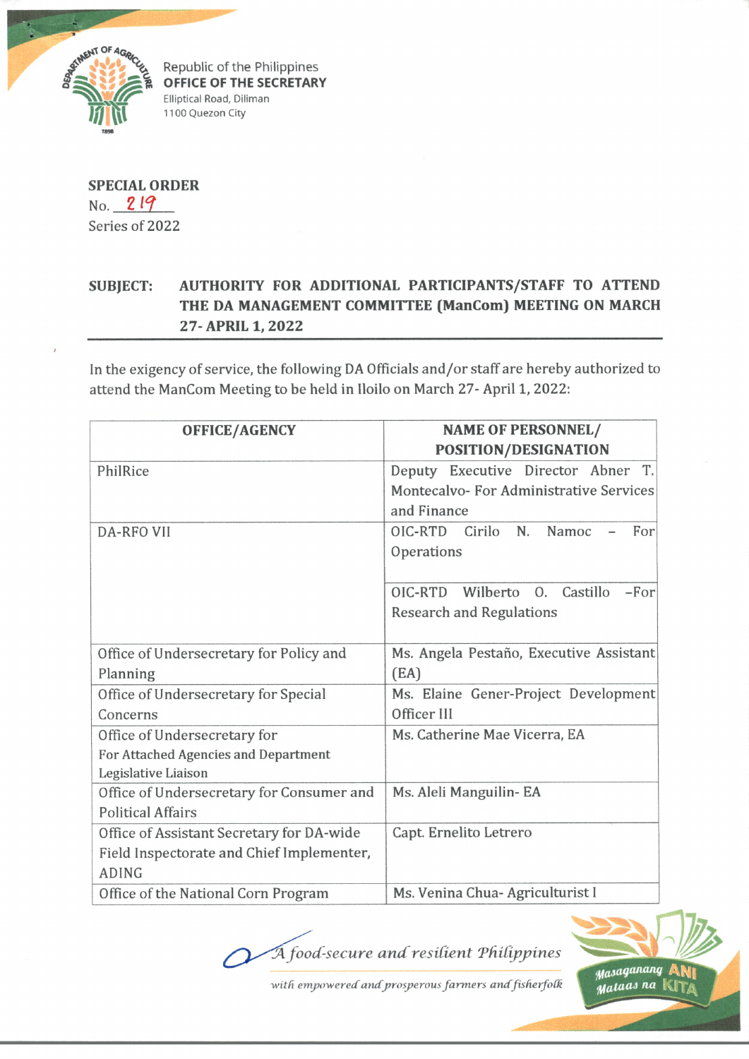Republic of the Philippines
**OFFICE OF THE SECRETARY**
Elliptical Road, Diliman
1100 Quezon City

**SPECIAL ORDER**
No. 219
Series of 2022

**SUBJECT: AUTHORITY FOR ADDITIONAL PARTICIPANTS/STAFF TO ATTEND THE DA MANAGEMENT COMMITTEE (ManCom) MEETING ON MARCH 27- APRIL 1, 2022**

In the exigency of service, the following DA Officials and/or staff are hereby authorized to attend the ManCom Meeting to be held in Iloilo on March 27- April 1, 2022:

| OFFICE/AGENCY | NAME OF PERSONNEL/ POSITION/DESIGNATION |
|---|---|
| PhilRice | Deputy Executive Director Abner T. Montecalvo- For Administrative Services and Finance |
| DA-RFO VII | OIC-RTD Cirilo N. Namoc – For Operations |
| | OIC-RTD Wilberto O. Castillo –For Research and Regulations |
| Office of Undersecretary for Policy and Planning | Ms. Angela Pestaño, Executive Assistant (EA) |
| Office of Undersecretary for Special Concerns | Ms. Elaine Gener-Project Development Officer III |
| Office of Undersecretary for For Attached Agencies and Department Legislative Liaison | Ms. Catherine Mae Vicerra, EA |
| Office of Undersecretary for Consumer and Political Affairs | Ms. Aleli Manguilin- EA |
| Office of Assistant Secretary for DA-wide Field Inspectorate and Chief Implementer, ADING | Capt. Ernelito Letrero |
| Office of the National Corn Program | Ms. Venina Chua- Agriculturist I |

*A food-secure and resilient Philippines with empowered and prosperous farmers and fisherfolk*

Masaganang ANI Mataas na KITA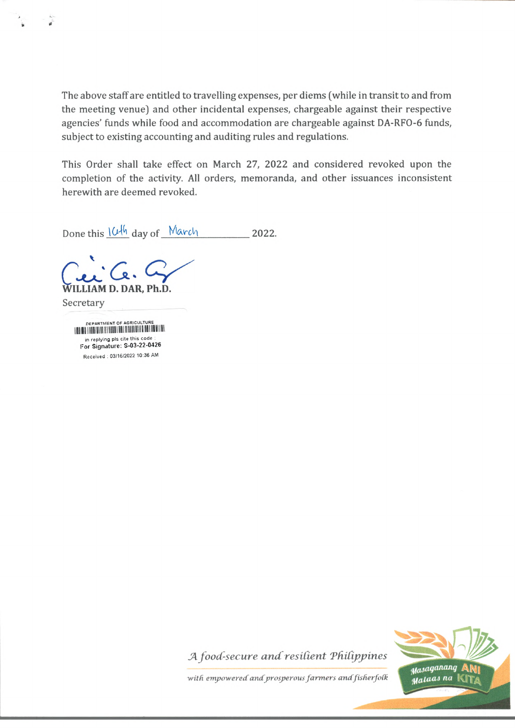The above staff are entitled to travelling expenses, per diems (while in transit to and from the meeting venue) and other incidental expenses, chargeable against their respective agencies' funds while food and accommodation are chargeable against DA-RFO-6 funds, subject to existing accounting and auditing rules and regulations.

This Order shall take effect on March 27, 2022 and considered revoked upon the completion of the activity. All orders, memoranda, and other issuances inconsistent herewith are deemed revoked.

Done this 16th day of March 2022.

**WILLIAM D. DAR, Ph.D.**
Secretary

DEPARTMENT OF AGRICULTURE
in replying pls cite this code :
For Signature: S-03-22-0426
Received : 03/16/2022 10:36 AM

*A food-secure and resilient Philippines*
*with empowered and prosperous farmers and fisherfolk*

Masaganang ANI Mataas na KITA